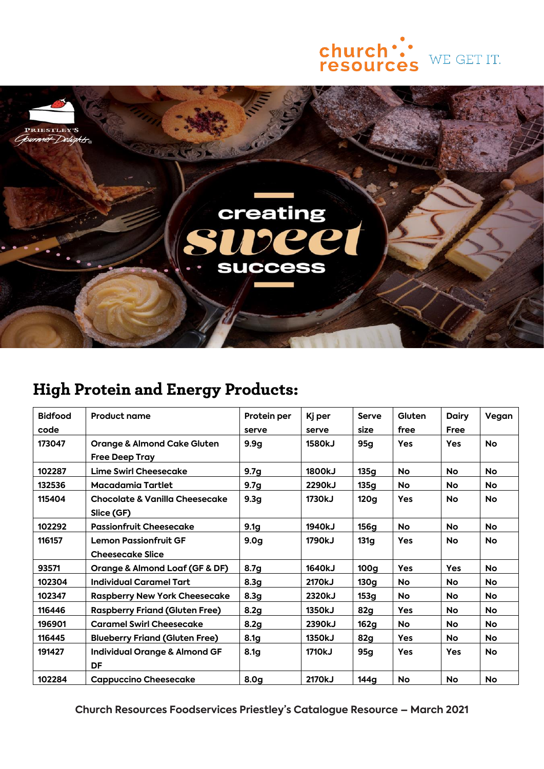church resources WE GET IT.

PRIESTLEY'S Gourmet Delights

creating sweet success

## High Protein and Energy Products:

| Bidfood code | Product name | Protein per serve | Kj per serve | Serve size | Gluten free | Dairy Free | Vegan |
|---|---|---|---|---|---|---|---|
| 173047 | Orange & Almond Cake Gluten Free Deep Tray | 9.9g | 1580kJ | 95g | Yes | Yes | No |
| 102287 | Lime Swirl Cheesecake | 9.7g | 1800kJ | 135g | No | No | No |
| 132536 | Macadamia Tartlet | 9.7g | 2290kJ | 135g | No | No | No |
| 115404 | Chocolate & Vanilla Cheesecake Slice (GF) | 9.3g | 1730kJ | 120g | Yes | No | No |
| 102292 | Passionfruit Cheesecake | 9.1g | 1940kJ | 156g | No | No | No |
| 116157 | Lemon Passionfruit GF Cheesecake Slice | 9.0g | 1790kJ | 131g | Yes | No | No |
| 93571 | Orange & Almond Loaf (GF & DF) | 8.7g | 1640kJ | 100g | Yes | Yes | No |
| 102304 | Individual Caramel Tart | 8.3g | 2170kJ | 130g | No | No | No |
| 102347 | Raspberry New York Cheesecake | 8.3g | 2320kJ | 153g | No | No | No |
| 116446 | Raspberry Friand (Gluten Free) | 8.2g | 1350kJ | 82g | Yes | No | No |
| 196901 | Caramel Swirl Cheesecake | 8.2g | 2390kJ | 162g | No | No | No |
| 116445 | Blueberry Friand (Gluten Free) | 8.1g | 1350kJ | 82g | Yes | No | No |
| 191427 | Individual Orange & Almond GF DF | 8.1g | 1710kJ | 95g | Yes | Yes | No |
| 102284 | Cappuccino Cheesecake | 8.0g | 2170kJ | 144g | No | No | No |

Church Resources Foodservices Priestley's Catalogue Resource – March 2021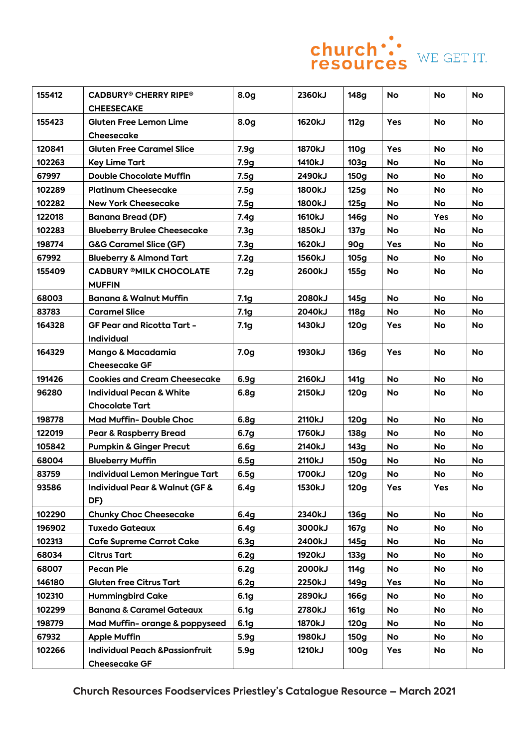| 155412 | CADBURY® CHERRY RIPE® CHEESECAKE | 8.0g | 2360kJ | 148g | No | No | No |
|---|---|---|---|---|---|---|---|
| 155423 | Gluten Free Lemon Lime Cheesecake | 8.0g | 1620kJ | 112g | Yes | No | No |
| 120841 | Gluten Free Caramel Slice | 7.9g | 1870kJ | 110g | Yes | No | No |
| 102263 | Key Lime Tart | 7.9g | 1410kJ | 103g | No | No | No |
| 67997 | Double Chocolate Muffin | 7.5g | 2490kJ | 150g | No | No | No |
| 102289 | Platinum Cheesecake | 7.5g | 1800kJ | 125g | No | No | No |
| 102282 | New York Cheesecake | 7.5g | 1800kJ | 125g | No | No | No |
| 122018 | Banana Bread (DF) | 7.4g | 1610kJ | 146g | No | Yes | No |
| 102283 | Blueberry Brulee Cheesecake | 7.3g | 1850kJ | 137g | No | No | No |
| 198774 | G&G Caramel Slice (GF) | 7.3g | 1620kJ | 90g | Yes | No | No |
| 67992 | Blueberry & Almond Tart | 7.2g | 1560kJ | 105g | No | No | No |
| 155409 | CADBURY ®MILK CHOCOLATE MUFFIN | 7.2g | 2600kJ | 155g | No | No | No |
| 68003 | Banana & Walnut Muffin | 7.1g | 2080kJ | 145g | No | No | No |
| 83783 | Caramel Slice | 7.1g | 2040kJ | 118g | No | No | No |
| 164328 | GF Pear and Ricotta Tart - Individual | 7.1g | 1430kJ | 120g | Yes | No | No |
| 164329 | Mango & Macadamia Cheesecake GF | 7.0g | 1930kJ | 136g | Yes | No | No |
| 191426 | Cookies and Cream Cheesecake | 6.9g | 2160kJ | 141g | No | No | No |
| 96280 | Individual Pecan & White Chocolate Tart | 6.8g | 2150kJ | 120g | No | No | No |
| 198778 | Mad Muffin- Double Choc | 6.8g | 2110kJ | 120g | No | No | No |
| 122019 | Pear & Raspberry Bread | 6.7g | 1760kJ | 138g | No | No | No |
| 105842 | Pumpkin & Ginger Precut | 6.6g | 2140kJ | 143g | No | No | No |
| 68004 | Blueberry Muffin | 6.5g | 2110kJ | 150g | No | No | No |
| 83759 | Individual Lemon Meringue Tart | 6.5g | 1700kJ | 120g | No | No | No |
| 93586 | Individual Pear & Walnut (GF & DF) | 6.4g | 1530kJ | 120g | Yes | Yes | No |
| 102290 | Chunky Choc Cheesecake | 6.4g | 2340kJ | 136g | No | No | No |
| 196902 | Tuxedo Gateaux | 6.4g | 3000kJ | 167g | No | No | No |
| 102313 | Cafe Supreme Carrot Cake | 6.3g | 2400kJ | 145g | No | No | No |
| 68034 | Citrus Tart | 6.2g | 1920kJ | 133g | No | No | No |
| 68007 | Pecan Pie | 6.2g | 2000kJ | 114g | No | No | No |
| 146180 | Gluten free Citrus Tart | 6.2g | 2250kJ | 149g | Yes | No | No |
| 102310 | Hummingbird Cake | 6.1g | 2890kJ | 166g | No | No | No |
| 102299 | Banana & Caramel Gateaux | 6.1g | 2780kJ | 161g | No | No | No |
| 198779 | Mad Muffin- orange & poppyseed | 6.1g | 1870kJ | 120g | No | No | No |
| 67932 | Apple Muffin | 5.9g | 1980kJ | 150g | No | No | No |
| 102266 | Individual Peach &Passionfruit Cheesecake GF | 5.9g | 1210kJ | 100g | Yes | No | No |

Church Resources Foodservices Priestley's Catalogue Resource – March 2021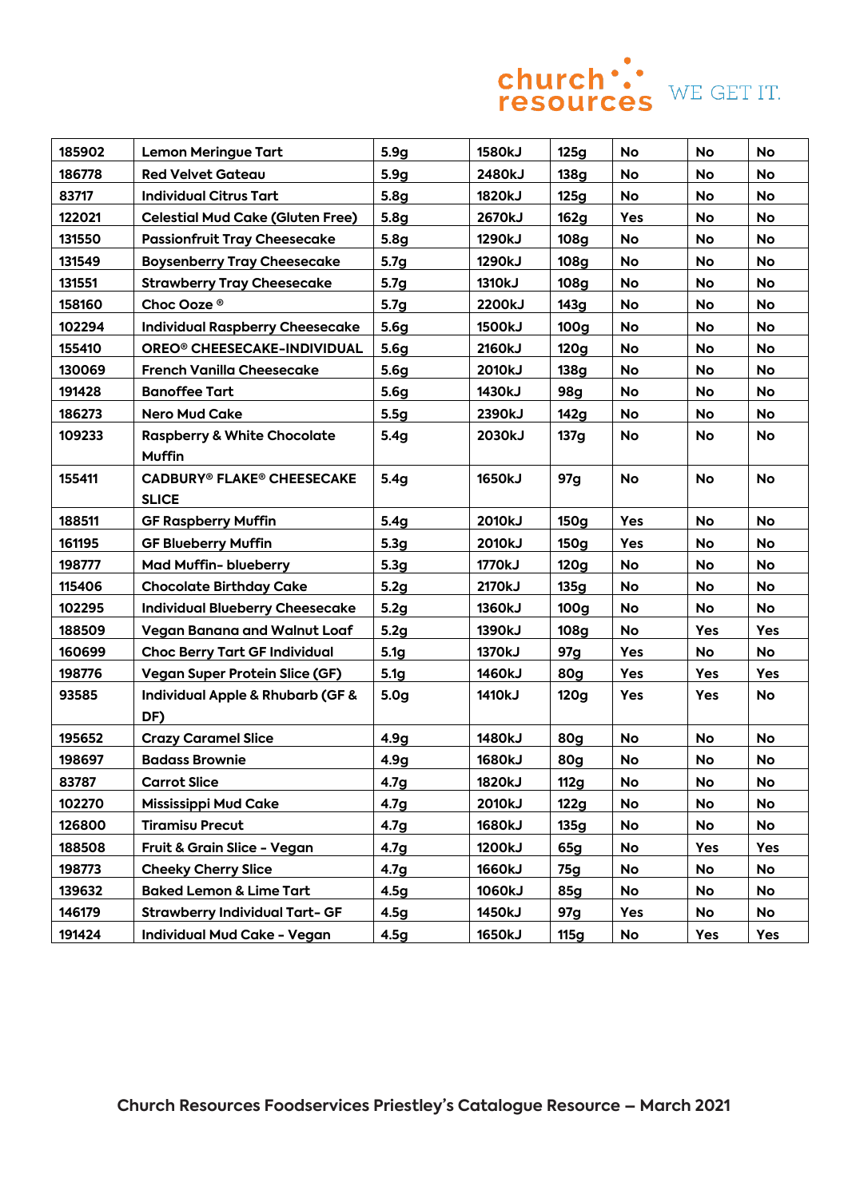| 185902 | Lemon Meringue Tart | 5.9g | 1580kJ | 125g | No | No | No |
|---|---|---|---|---|---|---|---|
| 186778 | Red Velvet Gateau | 5.9g | 2480kJ | 138g | No | No | No |
| 83717 | Individual Citrus Tart | 5.8g | 1820kJ | 125g | No | No | No |
| 122021 | Celestial Mud Cake (Gluten Free) | 5.8g | 2670kJ | 162g | Yes | No | No |
| 131550 | Passionfruit Tray Cheesecake | 5.8g | 1290kJ | 108g | No | No | No |
| 131549 | Boysenberry Tray Cheesecake | 5.7g | 1290kJ | 108g | No | No | No |
| 131551 | Strawberry Tray Cheesecake | 5.7g | 1310kJ | 108g | No | No | No |
| 158160 | Choc Ooze ® | 5.7g | 2200kJ | 143g | No | No | No |
| 102294 | Individual Raspberry Cheesecake | 5.6g | 1500kJ | 100g | No | No | No |
| 155410 | OREO® CHEESECAKE-INDIVIDUAL | 5.6g | 2160kJ | 120g | No | No | No |
| 130069 | French Vanilla Cheesecake | 5.6g | 2010kJ | 138g | No | No | No |
| 191428 | Banoffee Tart | 5.6g | 1430kJ | 98g | No | No | No |
| 186273 | Nero Mud Cake | 5.5g | 2390kJ | 142g | No | No | No |
| 109233 | Raspberry & White Chocolate Muffin | 5.4g | 2030kJ | 137g | No | No | No |
| 155411 | CADBURY® FLAKE® CHEESECAKE SLICE | 5.4g | 1650kJ | 97g | No | No | No |
| 188511 | GF Raspberry Muffin | 5.4g | 2010kJ | 150g | Yes | No | No |
| 161195 | GF Blueberry Muffin | 5.3g | 2010kJ | 150g | Yes | No | No |
| 198777 | Mad Muffin- blueberry | 5.3g | 1770kJ | 120g | No | No | No |
| 115406 | Chocolate Birthday Cake | 5.2g | 2170kJ | 135g | No | No | No |
| 102295 | Individual Blueberry Cheesecake | 5.2g | 1360kJ | 100g | No | No | No |
| 188509 | Vegan Banana and Walnut Loaf | 5.2g | 1390kJ | 108g | No | Yes | Yes |
| 160699 | Choc Berry Tart GF Individual | 5.1g | 1370kJ | 97g | Yes | No | No |
| 198776 | Vegan Super Protein Slice (GF) | 5.1g | 1460kJ | 80g | Yes | Yes | Yes |
| 93585 | Individual Apple & Rhubarb (GF & DF) | 5.0g | 1410kJ | 120g | Yes | Yes | No |
| 195652 | Crazy Caramel Slice | 4.9g | 1480kJ | 80g | No | No | No |
| 198697 | Badass Brownie | 4.9g | 1680kJ | 80g | No | No | No |
| 83787 | Carrot Slice | 4.7g | 1820kJ | 112g | No | No | No |
| 102270 | Mississippi Mud Cake | 4.7g | 2010kJ | 122g | No | No | No |
| 126800 | Tiramisu Precut | 4.7g | 1680kJ | 135g | No | No | No |
| 188508 | Fruit & Grain Slice - Vegan | 4.7g | 1200kJ | 65g | No | Yes | Yes |
| 198773 | Cheeky Cherry Slice | 4.7g | 1660kJ | 75g | No | No | No |
| 139632 | Baked Lemon & Lime Tart | 4.5g | 1060kJ | 85g | No | No | No |
| 146179 | Strawberry Individual Tart- GF | 4.5g | 1450kJ | 97g | Yes | No | No |
| 191424 | Individual Mud Cake - Vegan | 4.5g | 1650kJ | 115g | No | Yes | Yes |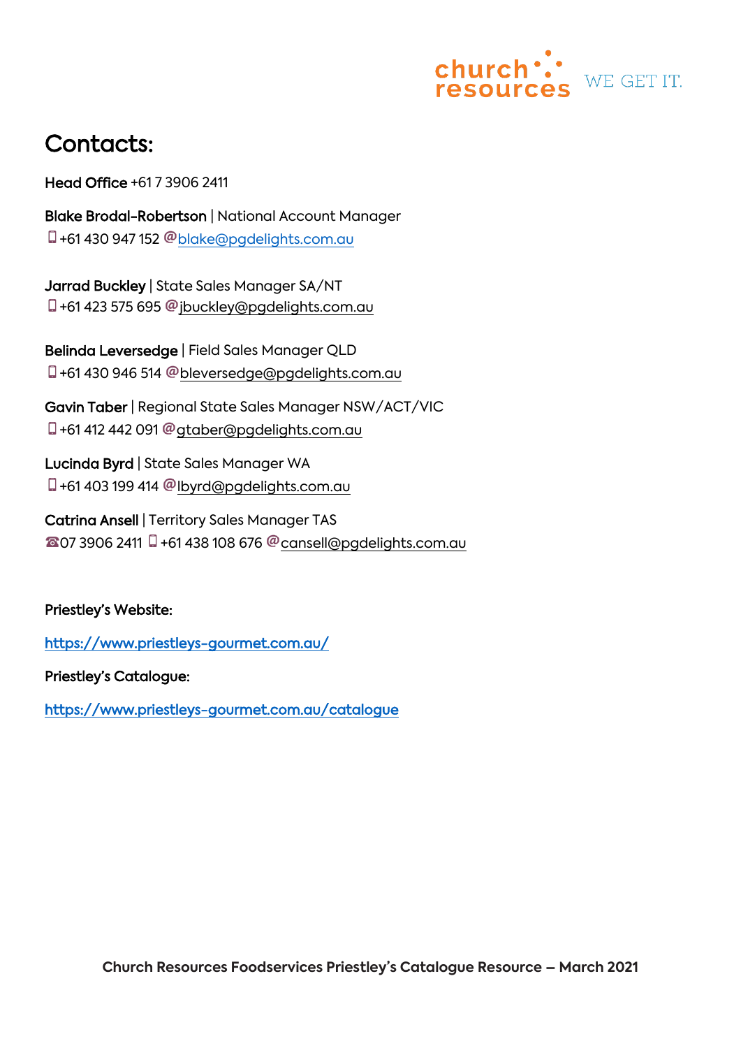# Contacts:

**Head Office** +61 7 3906 2411

**Blake Brodal-Robertson** | National Account Manager
+61 430 947 152 @blake@pgdelights.com.au

**Jarrad Buckley** | State Sales Manager SA/NT
+61 423 575 695 @jbuckley@pgdelights.com.au

**Belinda Leversedge** | Field Sales Manager QLD
+61 430 946 514 @bleversedge@pgdelights.com.au

**Gavin Taber** | Regional State Sales Manager NSW/ACT/VIC
+61 412 442 091 @gtaber@pgdelights.com.au

**Lucinda Byrd** | State Sales Manager WA
+61 403 199 414 @lbyrd@pgdelights.com.au

**Catrina Ansell** | Territory Sales Manager TAS
☎07 3906 2411 +61 438 108 676 @cansell@pgdelights.com.au

**Priestley's Website:**

https://www.priestleys-gourmet.com.au/

**Priestley's Catalogue:**

https://www.priestleys-gourmet.com.au/catalogue